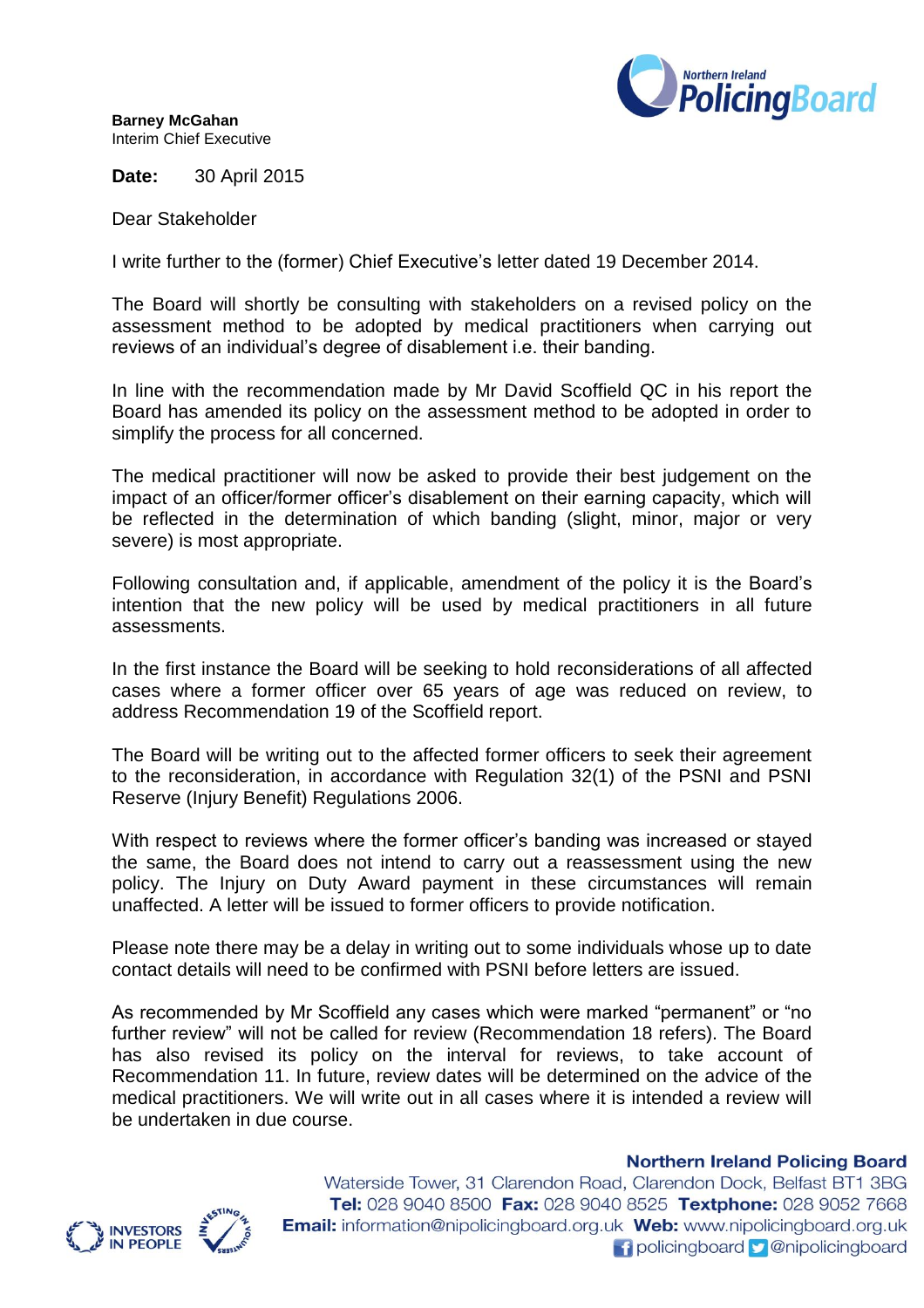**Barney McGahan**
Interim Chief Executive

**Date:** 30 April 2015

Dear Stakeholder

I write further to the (former) Chief Executive's letter dated 19 December 2014.

The Board will shortly be consulting with stakeholders on a revised policy on the assessment method to be adopted by medical practitioners when carrying out reviews of an individual's degree of disablement i.e. their banding.

In line with the recommendation made by Mr David Scoffield QC in his report the Board has amended its policy on the assessment method to be adopted in order to simplify the process for all concerned.

The medical practitioner will now be asked to provide their best judgement on the impact of an officer/former officer's disablement on their earning capacity, which will be reflected in the determination of which banding (slight, minor, major or very severe) is most appropriate.

Following consultation and, if applicable, amendment of the policy it is the Board's intention that the new policy will be used by medical practitioners in all future assessments.

In the first instance the Board will be seeking to hold reconsiderations of all affected cases where a former officer over 65 years of age was reduced on review, to address Recommendation 19 of the Scoffield report.

The Board will be writing out to the affected former officers to seek their agreement to the reconsideration, in accordance with Regulation 32(1) of the PSNI and PSNI Reserve (Injury Benefit) Regulations 2006.

With respect to reviews where the former officer's banding was increased or stayed the same, the Board does not intend to carry out a reassessment using the new policy. The Injury on Duty Award payment in these circumstances will remain unaffected. A letter will be issued to former officers to provide notification.

Please note there may be a delay in writing out to some individuals whose up to date contact details will need to be confirmed with PSNI before letters are issued.

As recommended by Mr Scoffield any cases which were marked "permanent" or "no further review" will not be called for review (Recommendation 18 refers). The Board has also revised its policy on the interval for reviews, to take account of Recommendation 11. In future, review dates will be determined on the advice of the medical practitioners. We will write out in all cases where it is intended a review will be undertaken in due course.

**Northern Ireland Policing Board**
Waterside Tower, 31 Clarendon Road, Clarendon Dock, Belfast BT1 3BG
**Tel:** 028 9040 8500 **Fax:** 028 9040 8525 **Textphone:** 028 9052 7668
**Email:** information@nipolicingboard.org.uk **Web:** www.nipolicingboard.org.uk
policingboard @nipolicingboard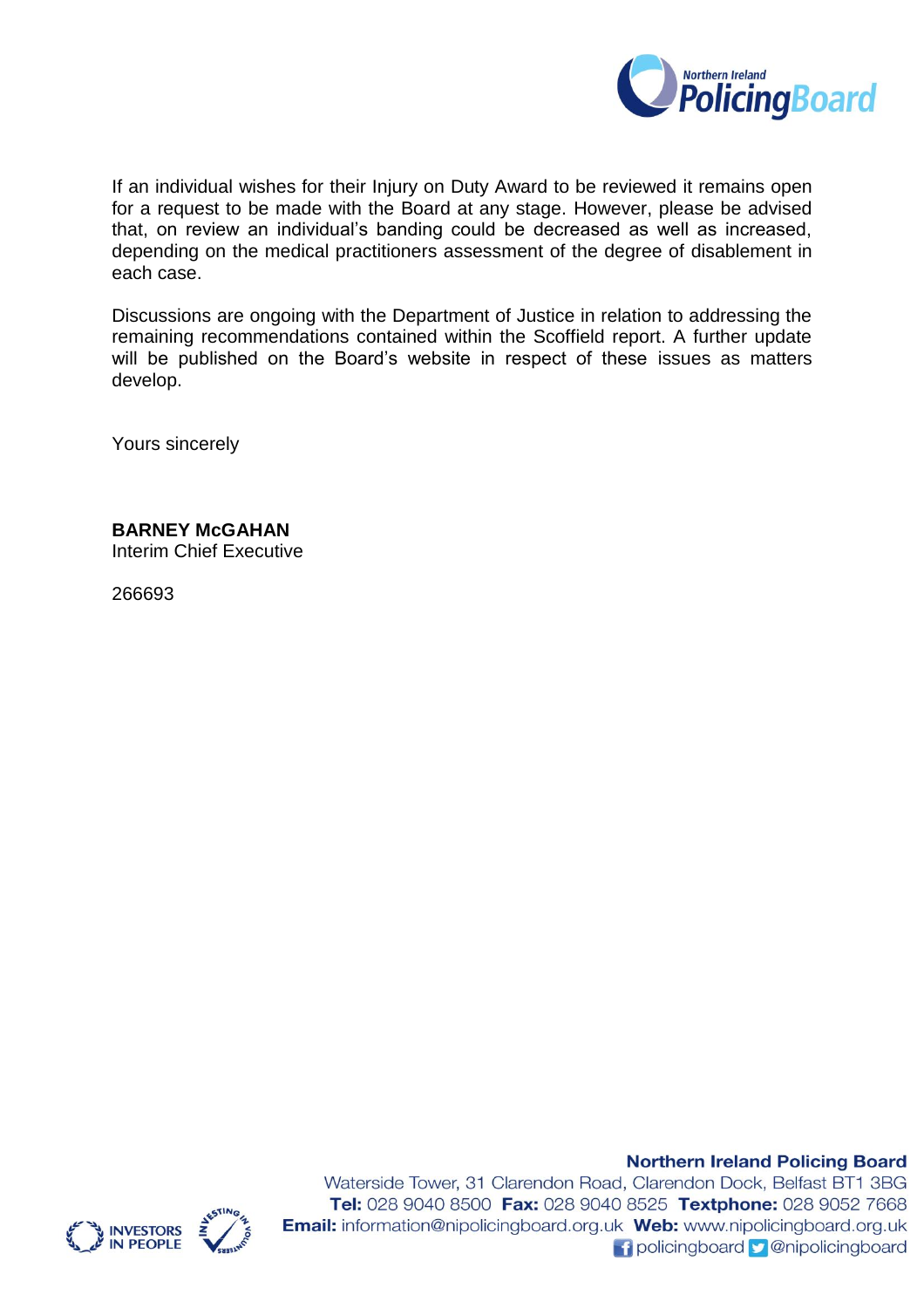If an individual wishes for their Injury on Duty Award to be reviewed it remains open for a request to be made with the Board at any stage. However, please be advised that, on review an individual's banding could be decreased as well as increased, depending on the medical practitioners assessment of the degree of disablement in each case.

Discussions are ongoing with the Department of Justice in relation to addressing the remaining recommendations contained within the Scoffield report. A further update will be published on the Board's website in respect of these issues as matters develop.

Yours sincerely

**BARNEY McGAHAN**
Interim Chief Executive

266693

**Northern Ireland Policing Board**
Waterside Tower, 31 Clarendon Road, Clarendon Dock, Belfast BT1 3BG
**Tel:** 028 9040 8500 **Fax:** 028 9040 8525 **Textphone:** 028 9052 7668
**Email:** information@nipolicingboard.org.uk **Web:** www.nipolicingboard.org.uk
policingboard @nipolicingboard